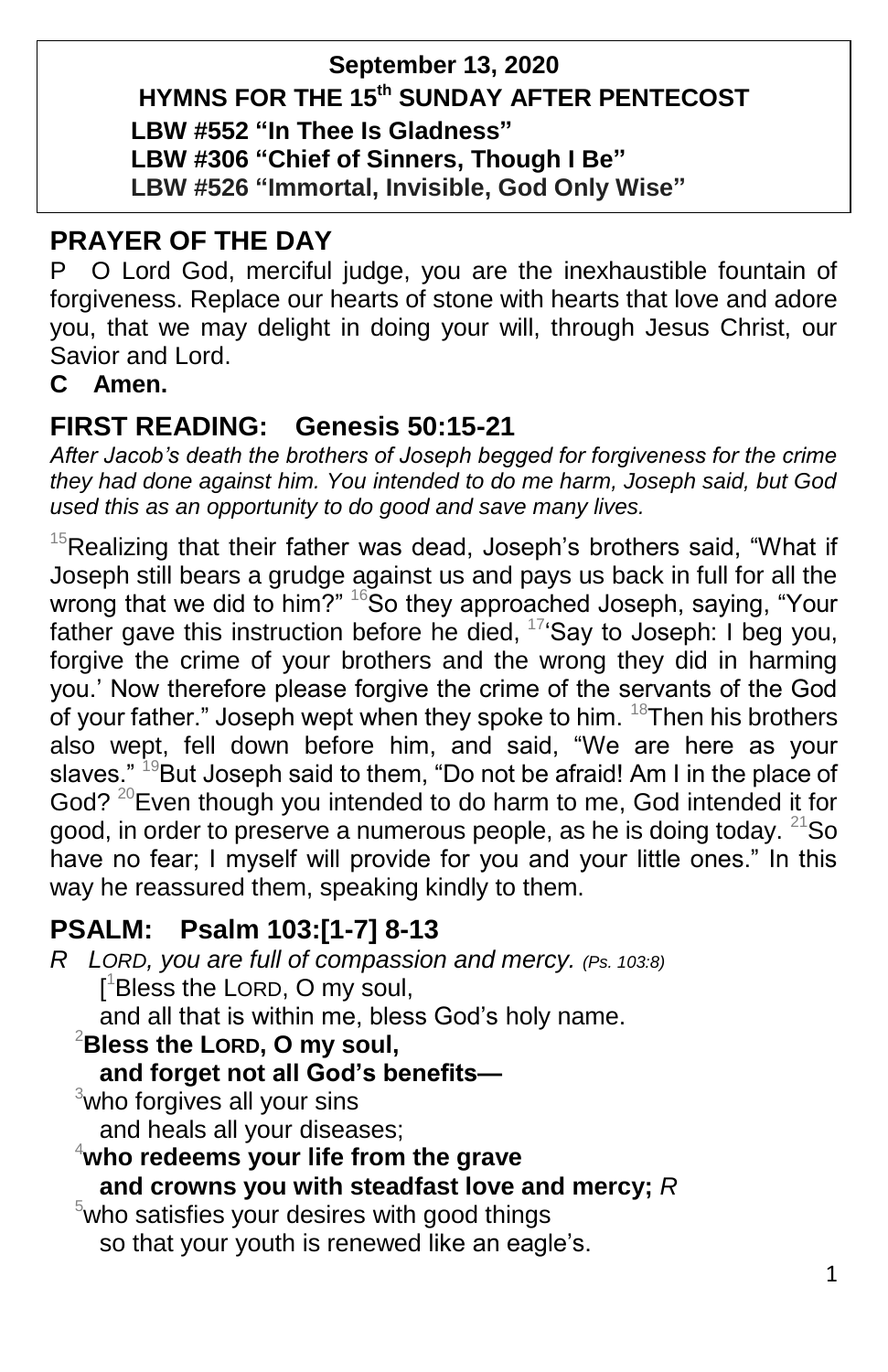**September 13, 2020**

**HYMNS FOR THE 15th SUNDAY AFTER PENTECOST**

**LBW #552 "In Thee Is Gladness"**
**LBW #306 "Chief of Sinners, Though I Be"**
**LBW #526 "Immortal, Invisible, God Only Wise"**

## PRAYER OF THE DAY

P O Lord God, merciful judge, you are the inexhaustible fountain of forgiveness. Replace our hearts of stone with hearts that love and adore you, that we may delight in doing your will, through Jesus Christ, our Savior and Lord.

**C Amen.**

## FIRST READING: Genesis 50:15-21

*After Jacob's death the brothers of Joseph begged for forgiveness for the crime they had done against him. You intended to do me harm, Joseph said, but God used this as an opportunity to do good and save many lives.*

[15]Realizing that their father was dead, Joseph's brothers said, "What if Joseph still bears a grudge against us and pays us back in full for all the wrong that we did to him?" [16]So they approached Joseph, saying, "Your father gave this instruction before he died, [17]'Say to Joseph: I beg you, forgive the crime of your brothers and the wrong they did in harming you.' Now therefore please forgive the crime of the servants of the God of your father." Joseph wept when they spoke to him. [18]Then his brothers also wept, fell down before him, and said, "We are here as your slaves." [19]But Joseph said to them, "Do not be afraid! Am I in the place of God? [20]Even though you intended to do harm to me, God intended it for good, in order to preserve a numerous people, as he is doing today. [21]So have no fear; I myself will provide for you and your little ones." In this way he reassured them, speaking kindly to them.

## PSALM: Psalm 103:[1-7] 8-13

*R LORD, you are full of compassion and mercy. (Ps. 103:8)*

[[1]Bless the LORD, O my soul,
and all that is within me, bless God's holy name.

**[2]Bless the LORD, O my soul,**
**and forget not all God's benefits—**

[3]who forgives all your sins
and heals all your diseases;

**[4]who redeems your life from the grave**
**and crowns you with steadfast love and mercy;** *R*

[5]who satisfies your desires with good things
so that your youth is renewed like an eagle's.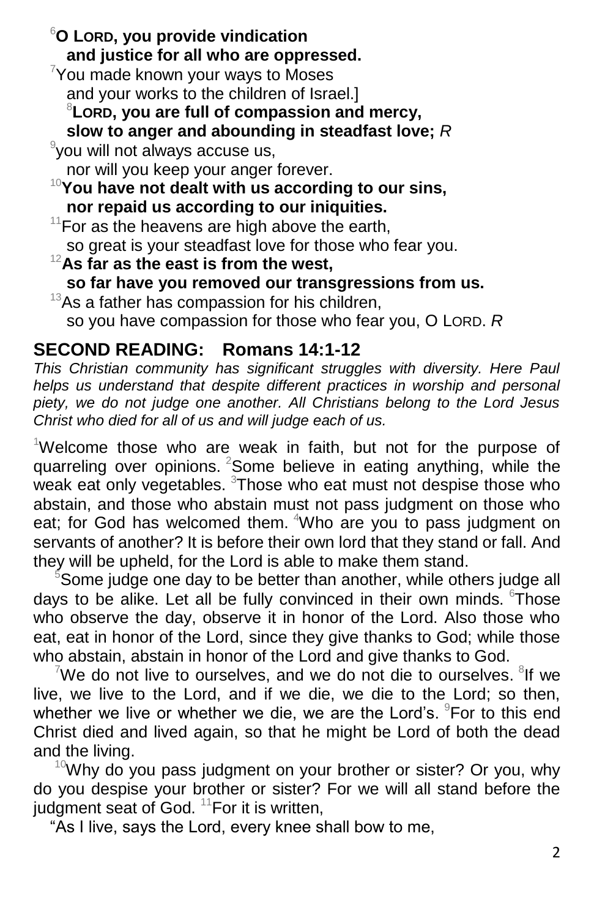[6]**O LORD, you provide vindication**
**and justice for all who are oppressed.**

[7]You made known your ways to Moses
and your works to the children of Israel.]

[8]**LORD, you are full of compassion and mercy,**
**slow to anger and abounding in steadfast love;** *R*

[9]you will not always accuse us,
nor will you keep your anger forever.

[10]**You have not dealt with us according to our sins,**
**nor repaid us according to our iniquities.**

[11]For as the heavens are high above the earth,
so great is your steadfast love for those who fear you.

[12]**As far as the east is from the west,**
**so far have you removed our transgressions from us.**

[13]As a father has compassion for his children,
so you have compassion for those who fear you, O LORD. *R*

## SECOND READING: Romans 14:1-12

*This Christian community has significant struggles with diversity. Here Paul helps us understand that despite different practices in worship and personal piety, we do not judge one another. All Christians belong to the Lord Jesus Christ who died for all of us and will judge each of us.*

[1]Welcome those who are weak in faith, but not for the purpose of quarreling over opinions. [2]Some believe in eating anything, while the weak eat only vegetables. [3]Those who eat must not despise those who abstain, and those who abstain must not pass judgment on those who eat; for God has welcomed them. [4]Who are you to pass judgment on servants of another? It is before their own lord that they stand or fall. And they will be upheld, for the Lord is able to make them stand.

[5]Some judge one day to be better than another, while others judge all days to be alike. Let all be fully convinced in their own minds. [6]Those who observe the day, observe it in honor of the Lord. Also those who eat, eat in honor of the Lord, since they give thanks to God; while those who abstain, abstain in honor of the Lord and give thanks to God.

[7]We do not live to ourselves, and we do not die to ourselves. [8]If we live, we live to the Lord, and if we die, we die to the Lord; so then, whether we live or whether we die, we are the Lord's. [9]For to this end Christ died and lived again, so that he might be Lord of both the dead and the living.

[10]Why do you pass judgment on your brother or sister? Or you, why do you despise your brother or sister? For we will all stand before the judgment seat of God. [11]For it is written,

"As I live, says the Lord, every knee shall bow to me,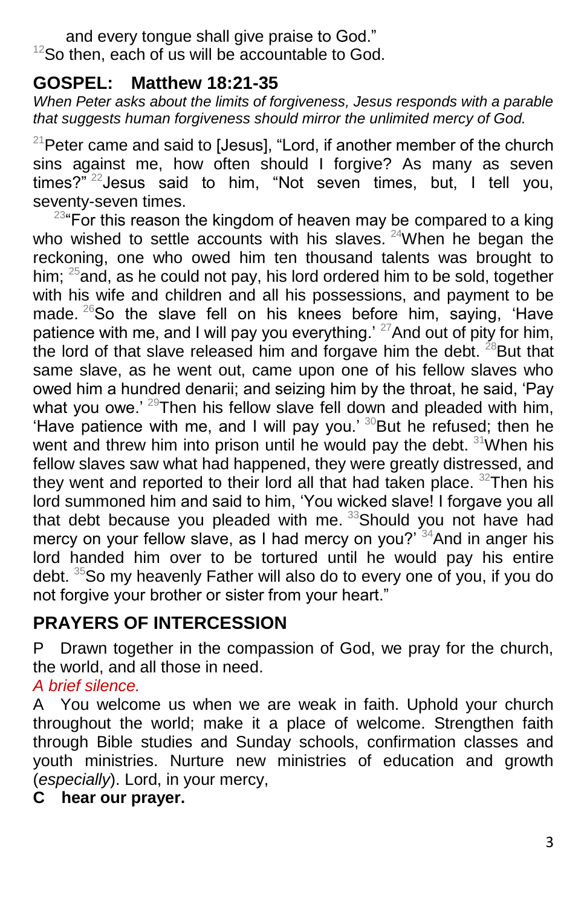and every tongue shall give praise to God."
[12]So then, each of us will be accountable to God.

## GOSPEL: Matthew 18:21-35

*When Peter asks about the limits of forgiveness, Jesus responds with a parable that suggests human forgiveness should mirror the unlimited mercy of God.*

[21]Peter came and said to [Jesus], "Lord, if another member of the church sins against me, how often should I forgive? As many as seven times?" [22]Jesus said to him, "Not seven times, but, I tell you, seventy-seven times.

[23]"For this reason the kingdom of heaven may be compared to a king who wished to settle accounts with his slaves. [24]When he began the reckoning, one who owed him ten thousand talents was brought to him; [25]and, as he could not pay, his lord ordered him to be sold, together with his wife and children and all his possessions, and payment to be made. [26]So the slave fell on his knees before him, saying, 'Have patience with me, and I will pay you everything.' [27]And out of pity for him, the lord of that slave released him and forgave him the debt. [28]But that same slave, as he went out, came upon one of his fellow slaves who owed him a hundred denarii; and seizing him by the throat, he said, 'Pay what you owe.' [29]Then his fellow slave fell down and pleaded with him, 'Have patience with me, and I will pay you.' [30]But he refused; then he went and threw him into prison until he would pay the debt. [31]When his fellow slaves saw what had happened, they were greatly distressed, and they went and reported to their lord all that had taken place. [32]Then his lord summoned him and said to him, 'You wicked slave! I forgave you all that debt because you pleaded with me. [33]Should you not have had mercy on your fellow slave, as I had mercy on you?' [34]And in anger his lord handed him over to be tortured until he would pay his entire debt. [35]So my heavenly Father will also do to every one of you, if you do not forgive your brother or sister from your heart."

## PRAYERS OF INTERCESSION

P Drawn together in the compassion of God, we pray for the church, the world, and all those in need.

*A brief silence.*

A You welcome us when we are weak in faith. Uphold your church throughout the world; make it a place of welcome. Strengthen faith through Bible studies and Sunday schools, confirmation classes and youth ministries. Nurture new ministries of education and growth (*especially*). Lord, in your mercy,

**C hear our prayer.**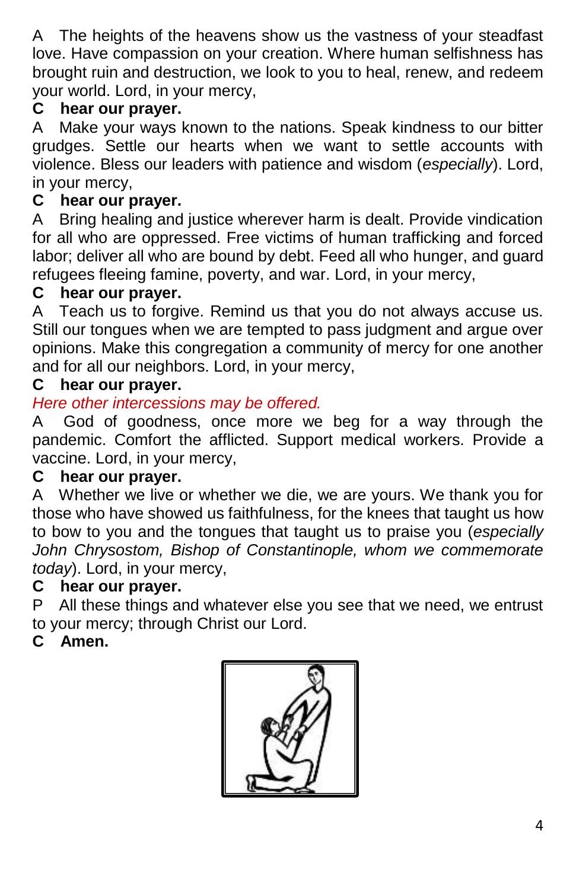A The heights of the heavens show us the vastness of your steadfast love. Have compassion on your creation. Where human selfishness has brought ruin and destruction, we look to you to heal, renew, and redeem your world. Lord, in your mercy,

**C hear our prayer.**

A Make your ways known to the nations. Speak kindness to our bitter grudges. Settle our hearts when we want to settle accounts with violence. Bless our leaders with patience and wisdom (*especially*). Lord, in your mercy,

**C hear our prayer.**

A Bring healing and justice wherever harm is dealt. Provide vindication for all who are oppressed. Free victims of human trafficking and forced labor; deliver all who are bound by debt. Feed all who hunger, and guard refugees fleeing famine, poverty, and war. Lord, in your mercy,

**C hear our prayer.**

A Teach us to forgive. Remind us that you do not always accuse us. Still our tongues when we are tempted to pass judgment and argue over opinions. Make this congregation a community of mercy for one another and for all our neighbors. Lord, in your mercy,

**C hear our prayer.**

*Here other intercessions may be offered.*

A God of goodness, once more we beg for a way through the pandemic. Comfort the afflicted. Support medical workers. Provide a vaccine. Lord, in your mercy,

**C hear our prayer.**

A Whether we live or whether we die, we are yours. We thank you for those who have showed us faithfulness, for the knees that taught us how to bow to you and the tongues that taught us to praise you (*especially John Chrysostom, Bishop of Constantinople, whom we commemorate today*). Lord, in your mercy,

**C hear our prayer.**

P All these things and whatever else you see that we need, we entrust to your mercy; through Christ our Lord.

**C Amen.**